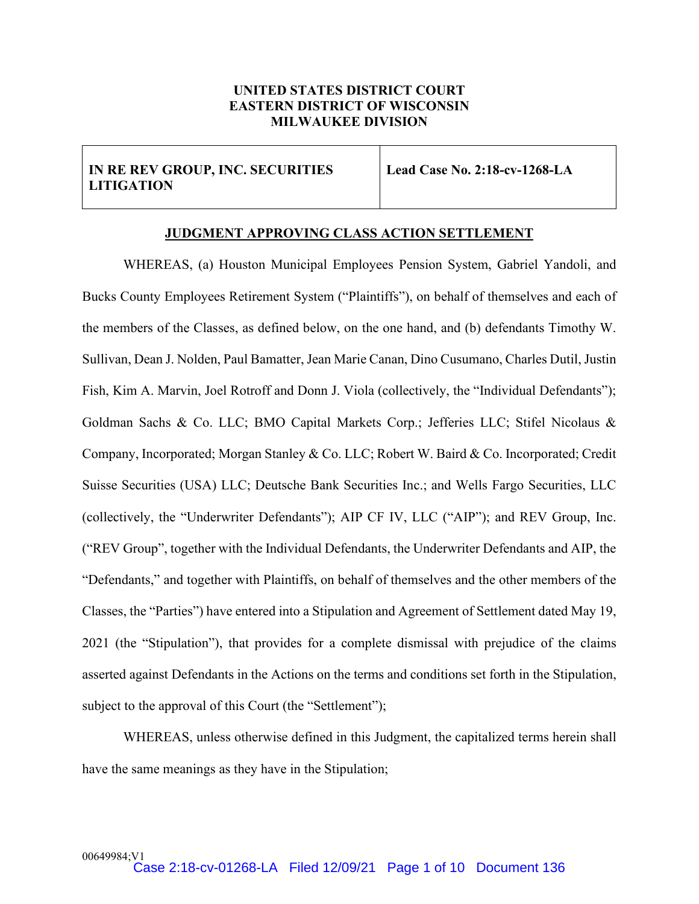**UNITED STATES DISTRICT COURT**
**EASTERN DISTRICT OF WISCONSIN**
**MILWAUKEE DIVISION**

| **IN RE REV GROUP, INC. SECURITIES LITIGATION** | **Lead Case No. 2:18-cv-1268-LA** |
|---|---|

**JUDGMENT APPROVING CLASS ACTION SETTLEMENT**

WHEREAS, (a) Houston Municipal Employees Pension System, Gabriel Yandoli, and Bucks County Employees Retirement System ("Plaintiffs"), on behalf of themselves and each of the members of the Classes, as defined below, on the one hand, and (b) defendants Timothy W. Sullivan, Dean J. Nolden, Paul Bamatter, Jean Marie Canan, Dino Cusumano, Charles Dutil, Justin Fish, Kim A. Marvin, Joel Rotroff and Donn J. Viola (collectively, the "Individual Defendants"); Goldman Sachs & Co. LLC; BMO Capital Markets Corp.; Jefferies LLC; Stifel Nicolaus & Company, Incorporated; Morgan Stanley & Co. LLC; Robert W. Baird & Co. Incorporated; Credit Suisse Securities (USA) LLC; Deutsche Bank Securities Inc.; and Wells Fargo Securities, LLC (collectively, the "Underwriter Defendants"); AIP CF IV, LLC ("AIP"); and REV Group, Inc. ("REV Group", together with the Individual Defendants, the Underwriter Defendants and AIP, the "Defendants," and together with Plaintiffs, on behalf of themselves and the other members of the Classes, the "Parties") have entered into a Stipulation and Agreement of Settlement dated May 19, 2021 (the "Stipulation"), that provides for a complete dismissal with prejudice of the claims asserted against Defendants in the Actions on the terms and conditions set forth in the Stipulation, subject to the approval of this Court (the "Settlement");

WHEREAS, unless otherwise defined in this Judgment, the capitalized terms herein shall have the same meanings as they have in the Stipulation;

00649984;V1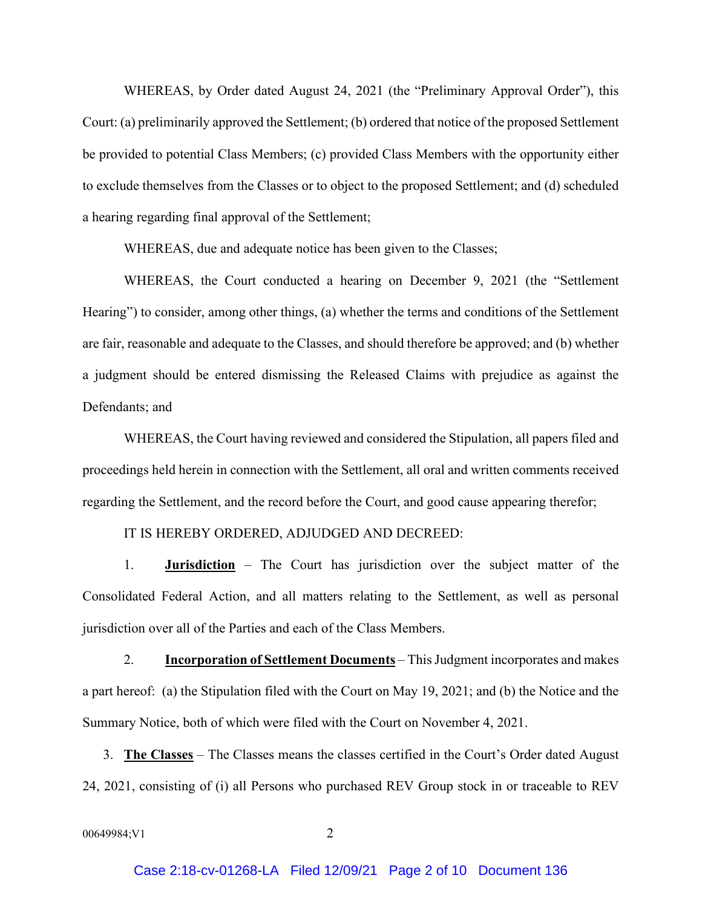WHEREAS, by Order dated August 24, 2021 (the "Preliminary Approval Order"), this Court: (a) preliminarily approved the Settlement; (b) ordered that notice of the proposed Settlement be provided to potential Class Members; (c) provided Class Members with the opportunity either to exclude themselves from the Classes or to object to the proposed Settlement; and (d) scheduled a hearing regarding final approval of the Settlement;

WHEREAS, due and adequate notice has been given to the Classes;

WHEREAS, the Court conducted a hearing on December 9, 2021 (the "Settlement Hearing") to consider, among other things, (a) whether the terms and conditions of the Settlement are fair, reasonable and adequate to the Classes, and should therefore be approved; and (b) whether a judgment should be entered dismissing the Released Claims with prejudice as against the Defendants; and

WHEREAS, the Court having reviewed and considered the Stipulation, all papers filed and proceedings held herein in connection with the Settlement, all oral and written comments received regarding the Settlement, and the record before the Court, and good cause appearing therefor;

IT IS HEREBY ORDERED, ADJUDGED AND DECREED:

1. **Jurisdiction** – The Court has jurisdiction over the subject matter of the Consolidated Federal Action, and all matters relating to the Settlement, as well as personal jurisdiction over all of the Parties and each of the Class Members.

2. **Incorporation of Settlement Documents** – This Judgment incorporates and makes a part hereof: (a) the Stipulation filed with the Court on May 19, 2021; and (b) the Notice and the Summary Notice, both of which were filed with the Court on November 4, 2021.

3. **The Classes** – The Classes means the classes certified in the Court's Order dated August 24, 2021, consisting of (i) all Persons who purchased REV Group stock in or traceable to REV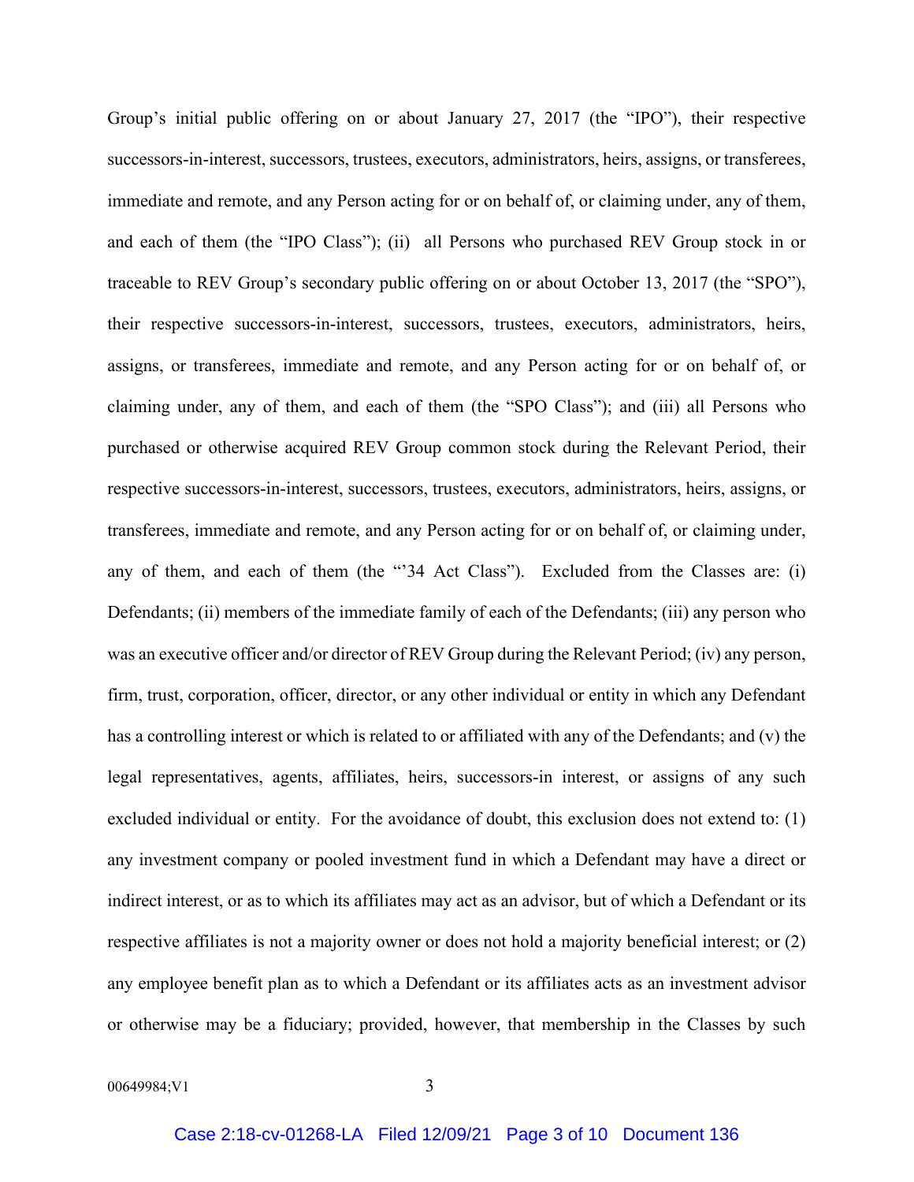Group's initial public offering on or about January 27, 2017 (the "IPO"), their respective successors-in-interest, successors, trustees, executors, administrators, heirs, assigns, or transferees, immediate and remote, and any Person acting for or on behalf of, or claiming under, any of them, and each of them (the "IPO Class"); (ii) all Persons who purchased REV Group stock in or traceable to REV Group's secondary public offering on or about October 13, 2017 (the "SPO"), their respective successors-in-interest, successors, trustees, executors, administrators, heirs, assigns, or transferees, immediate and remote, and any Person acting for or on behalf of, or claiming under, any of them, and each of them (the "SPO Class"); and (iii) all Persons who purchased or otherwise acquired REV Group common stock during the Relevant Period, their respective successors-in-interest, successors, trustees, executors, administrators, heirs, assigns, or transferees, immediate and remote, and any Person acting for or on behalf of, or claiming under, any of them, and each of them (the "'34 Act Class"). Excluded from the Classes are: (i) Defendants; (ii) members of the immediate family of each of the Defendants; (iii) any person who was an executive officer and/or director of REV Group during the Relevant Period; (iv) any person, firm, trust, corporation, officer, director, or any other individual or entity in which any Defendant has a controlling interest or which is related to or affiliated with any of the Defendants; and (v) the legal representatives, agents, affiliates, heirs, successors-in interest, or assigns of any such excluded individual or entity. For the avoidance of doubt, this exclusion does not extend to: (1) any investment company or pooled investment fund in which a Defendant may have a direct or indirect interest, or as to which its affiliates may act as an advisor, but of which a Defendant or its respective affiliates is not a majority owner or does not hold a majority beneficial interest; or (2) any employee benefit plan as to which a Defendant or its affiliates acts as an investment advisor or otherwise may be a fiduciary; provided, however, that membership in the Classes by such

00649984;V1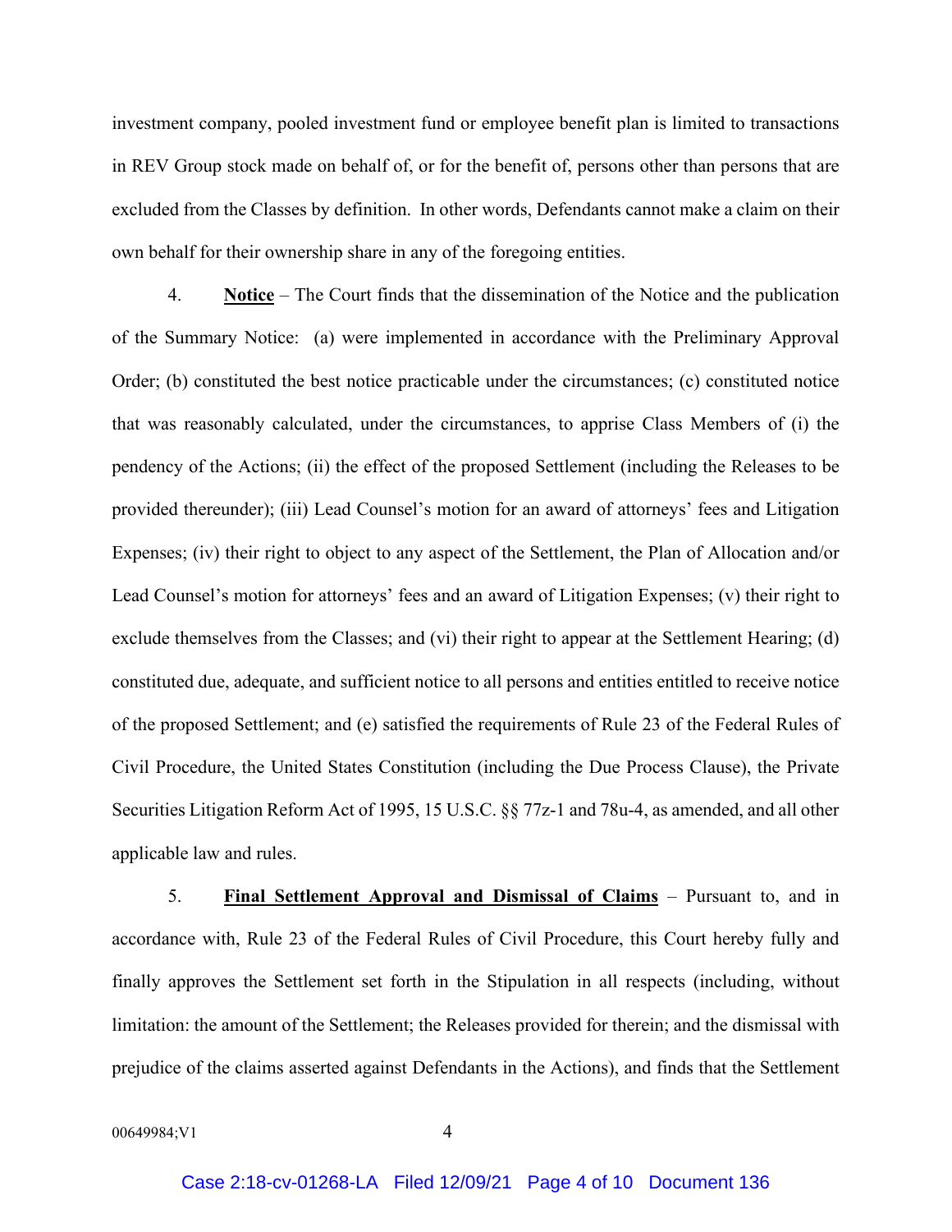investment company, pooled investment fund or employee benefit plan is limited to transactions in REV Group stock made on behalf of, or for the benefit of, persons other than persons that are excluded from the Classes by definition. In other words, Defendants cannot make a claim on their own behalf for their ownership share in any of the foregoing entities.

4. **Notice** – The Court finds that the dissemination of the Notice and the publication of the Summary Notice: (a) were implemented in accordance with the Preliminary Approval Order; (b) constituted the best notice practicable under the circumstances; (c) constituted notice that was reasonably calculated, under the circumstances, to apprise Class Members of (i) the pendency of the Actions; (ii) the effect of the proposed Settlement (including the Releases to be provided thereunder); (iii) Lead Counsel's motion for an award of attorneys' fees and Litigation Expenses; (iv) their right to object to any aspect of the Settlement, the Plan of Allocation and/or Lead Counsel's motion for attorneys' fees and an award of Litigation Expenses; (v) their right to exclude themselves from the Classes; and (vi) their right to appear at the Settlement Hearing; (d) constituted due, adequate, and sufficient notice to all persons and entities entitled to receive notice of the proposed Settlement; and (e) satisfied the requirements of Rule 23 of the Federal Rules of Civil Procedure, the United States Constitution (including the Due Process Clause), the Private Securities Litigation Reform Act of 1995, 15 U.S.C. §§ 77z-1 and 78u-4, as amended, and all other applicable law and rules.

5. **Final Settlement Approval and Dismissal of Claims** – Pursuant to, and in accordance with, Rule 23 of the Federal Rules of Civil Procedure, this Court hereby fully and finally approves the Settlement set forth in the Stipulation in all respects (including, without limitation: the amount of the Settlement; the Releases provided for therein; and the dismissal with prejudice of the claims asserted against Defendants in the Actions), and finds that the Settlement

00649984;V1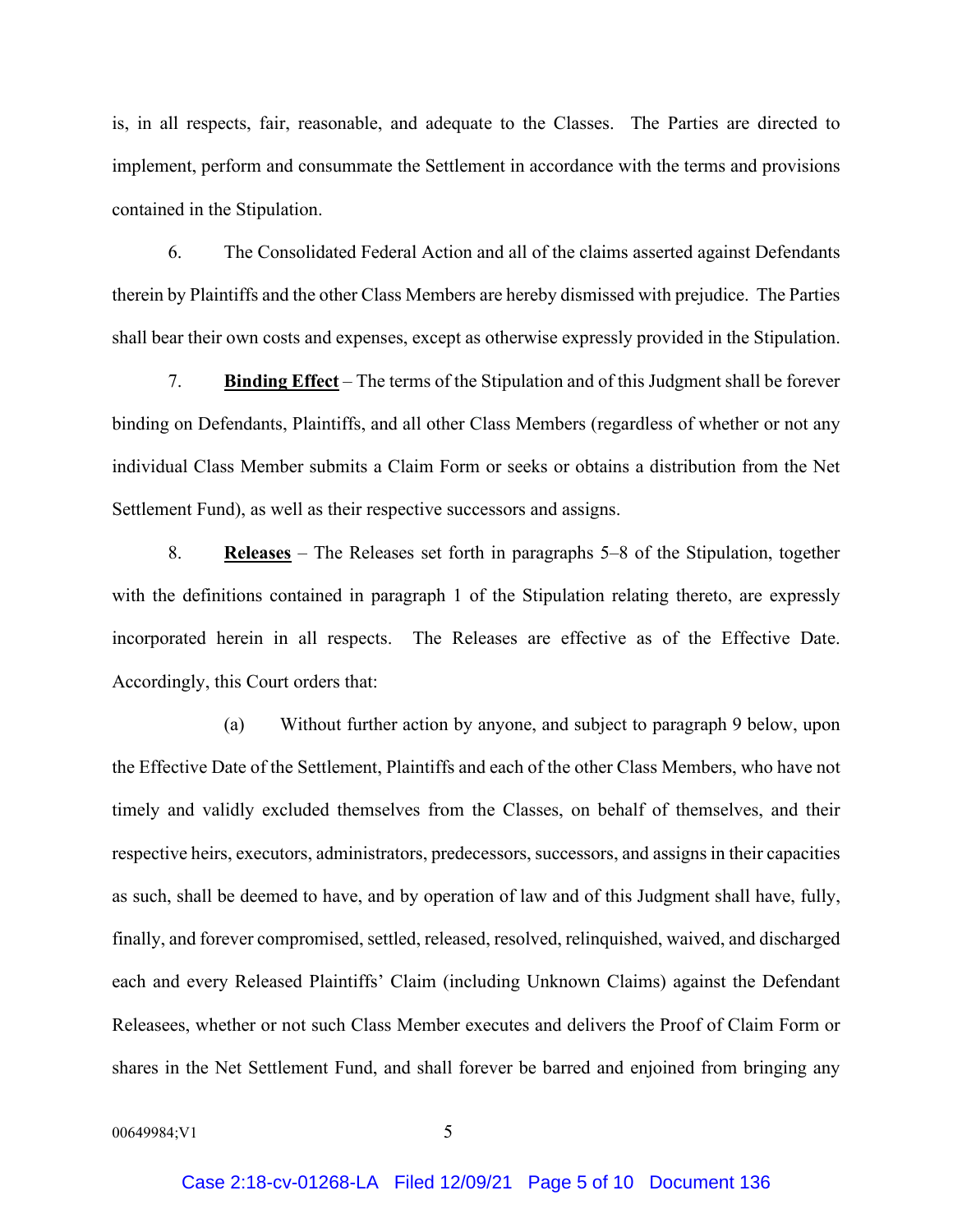is, in all respects, fair, reasonable, and adequate to the Classes. The Parties are directed to implement, perform and consummate the Settlement in accordance with the terms and provisions contained in the Stipulation.

6. The Consolidated Federal Action and all of the claims asserted against Defendants therein by Plaintiffs and the other Class Members are hereby dismissed with prejudice. The Parties shall bear their own costs and expenses, except as otherwise expressly provided in the Stipulation.

7. **Binding Effect** – The terms of the Stipulation and of this Judgment shall be forever binding on Defendants, Plaintiffs, and all other Class Members (regardless of whether or not any individual Class Member submits a Claim Form or seeks or obtains a distribution from the Net Settlement Fund), as well as their respective successors and assigns.

8. **Releases** – The Releases set forth in paragraphs 5–8 of the Stipulation, together with the definitions contained in paragraph 1 of the Stipulation relating thereto, are expressly incorporated herein in all respects. The Releases are effective as of the Effective Date. Accordingly, this Court orders that:

(a) Without further action by anyone, and subject to paragraph 9 below, upon the Effective Date of the Settlement, Plaintiffs and each of the other Class Members, who have not timely and validly excluded themselves from the Classes, on behalf of themselves, and their respective heirs, executors, administrators, predecessors, successors, and assigns in their capacities as such, shall be deemed to have, and by operation of law and of this Judgment shall have, fully, finally, and forever compromised, settled, released, resolved, relinquished, waived, and discharged each and every Released Plaintiffs' Claim (including Unknown Claims) against the Defendant Releasees, whether or not such Class Member executes and delivers the Proof of Claim Form or shares in the Net Settlement Fund, and shall forever be barred and enjoined from bringing any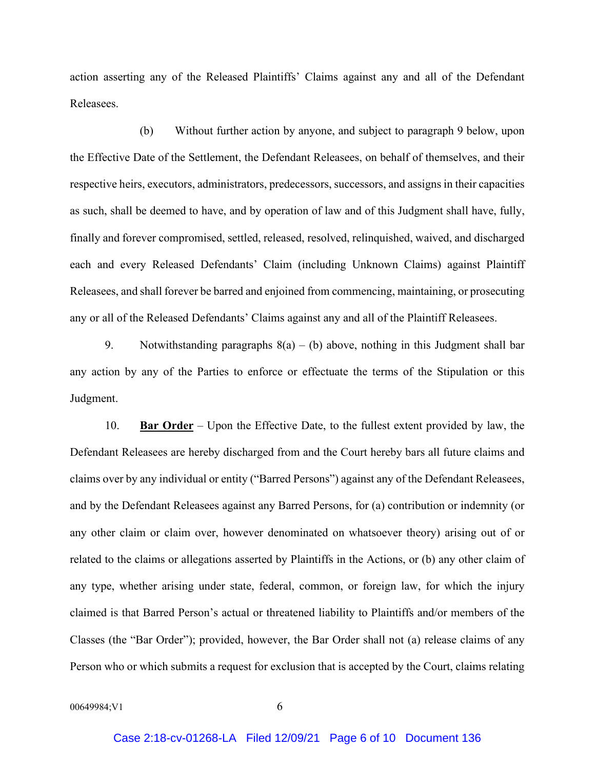action asserting any of the Released Plaintiffs' Claims against any and all of the Defendant Releasees.

(b) Without further action by anyone, and subject to paragraph 9 below, upon the Effective Date of the Settlement, the Defendant Releasees, on behalf of themselves, and their respective heirs, executors, administrators, predecessors, successors, and assigns in their capacities as such, shall be deemed to have, and by operation of law and of this Judgment shall have, fully, finally and forever compromised, settled, released, resolved, relinquished, waived, and discharged each and every Released Defendants' Claim (including Unknown Claims) against Plaintiff Releasees, and shall forever be barred and enjoined from commencing, maintaining, or prosecuting any or all of the Released Defendants' Claims against any and all of the Plaintiff Releasees.

9. Notwithstanding paragraphs 8(a) – (b) above, nothing in this Judgment shall bar any action by any of the Parties to enforce or effectuate the terms of the Stipulation or this Judgment.

10. **Bar Order** – Upon the Effective Date, to the fullest extent provided by law, the Defendant Releasees are hereby discharged from and the Court hereby bars all future claims and claims over by any individual or entity ("Barred Persons") against any of the Defendant Releasees, and by the Defendant Releasees against any Barred Persons, for (a) contribution or indemnity (or any other claim or claim over, however denominated on whatsoever theory) arising out of or related to the claims or allegations asserted by Plaintiffs in the Actions, or (b) any other claim of any type, whether arising under state, federal, common, or foreign law, for which the injury claimed is that Barred Person's actual or threatened liability to Plaintiffs and/or members of the Classes (the "Bar Order"); provided, however, the Bar Order shall not (a) release claims of any Person who or which submits a request for exclusion that is accepted by the Court, claims relating

00649984;V1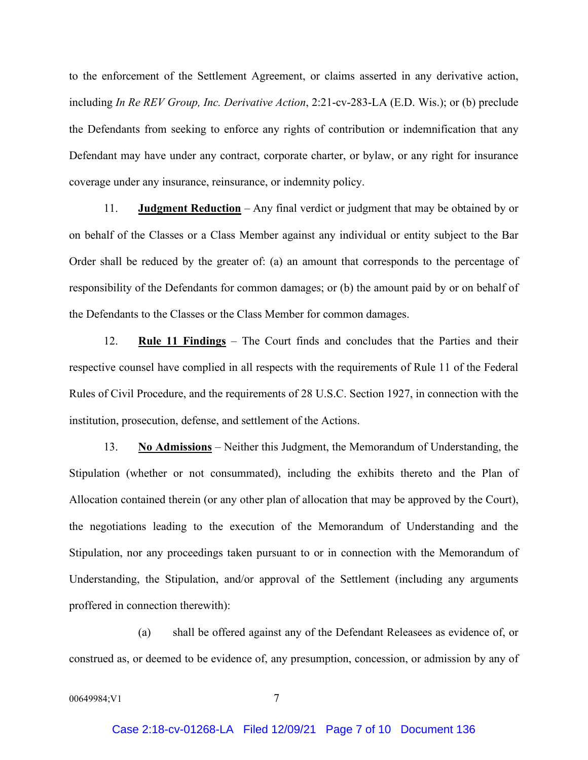to the enforcement of the Settlement Agreement, or claims asserted in any derivative action, including *In Re REV Group, Inc. Derivative Action*, 2:21-cv-283-LA (E.D. Wis.); or (b) preclude the Defendants from seeking to enforce any rights of contribution or indemnification that any Defendant may have under any contract, corporate charter, or bylaw, or any right for insurance coverage under any insurance, reinsurance, or indemnity policy.

11. **Judgment Reduction** – Any final verdict or judgment that may be obtained by or on behalf of the Classes or a Class Member against any individual or entity subject to the Bar Order shall be reduced by the greater of: (a) an amount that corresponds to the percentage of responsibility of the Defendants for common damages; or (b) the amount paid by or on behalf of the Defendants to the Classes or the Class Member for common damages.

12. **Rule 11 Findings** – The Court finds and concludes that the Parties and their respective counsel have complied in all respects with the requirements of Rule 11 of the Federal Rules of Civil Procedure, and the requirements of 28 U.S.C. Section 1927, in connection with the institution, prosecution, defense, and settlement of the Actions.

13. **No Admissions** – Neither this Judgment, the Memorandum of Understanding, the Stipulation (whether or not consummated), including the exhibits thereto and the Plan of Allocation contained therein (or any other plan of allocation that may be approved by the Court), the negotiations leading to the execution of the Memorandum of Understanding and the Stipulation, nor any proceedings taken pursuant to or in connection with the Memorandum of Understanding, the Stipulation, and/or approval of the Settlement (including any arguments proffered in connection therewith):

(a) shall be offered against any of the Defendant Releasees as evidence of, or construed as, or deemed to be evidence of, any presumption, concession, or admission by any of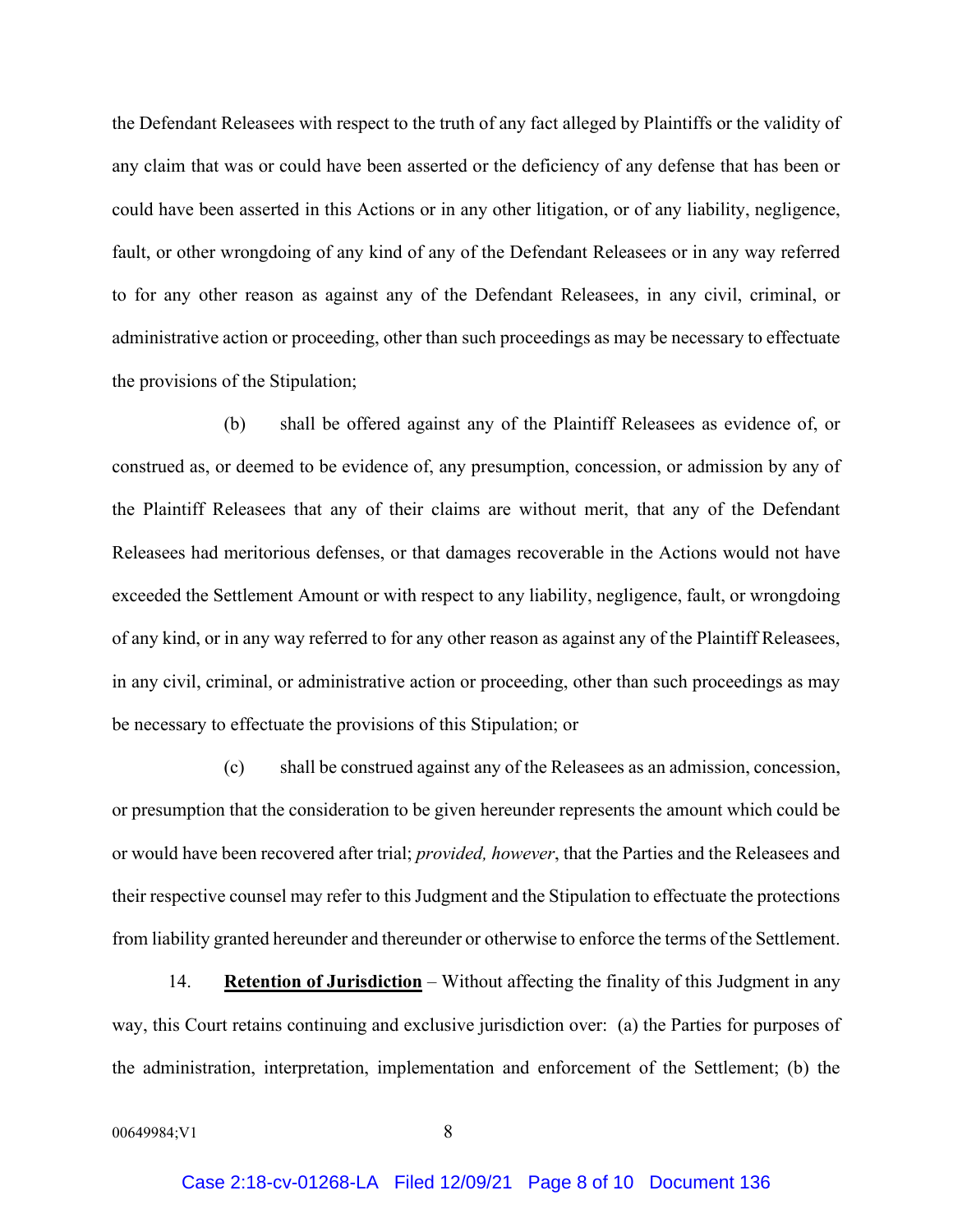the Defendant Releasees with respect to the truth of any fact alleged by Plaintiffs or the validity of any claim that was or could have been asserted or the deficiency of any defense that has been or could have been asserted in this Actions or in any other litigation, or of any liability, negligence, fault, or other wrongdoing of any kind of any of the Defendant Releasees or in any way referred to for any other reason as against any of the Defendant Releasees, in any civil, criminal, or administrative action or proceeding, other than such proceedings as may be necessary to effectuate the provisions of the Stipulation;

(b) shall be offered against any of the Plaintiff Releasees as evidence of, or construed as, or deemed to be evidence of, any presumption, concession, or admission by any of the Plaintiff Releasees that any of their claims are without merit, that any of the Defendant Releasees had meritorious defenses, or that damages recoverable in the Actions would not have exceeded the Settlement Amount or with respect to any liability, negligence, fault, or wrongdoing of any kind, or in any way referred to for any other reason as against any of the Plaintiff Releasees, in any civil, criminal, or administrative action or proceeding, other than such proceedings as may be necessary to effectuate the provisions of this Stipulation; or

(c) shall be construed against any of the Releasees as an admission, concession, or presumption that the consideration to be given hereunder represents the amount which could be or would have been recovered after trial; *provided, however*, that the Parties and the Releasees and their respective counsel may refer to this Judgment and the Stipulation to effectuate the protections from liability granted hereunder and thereunder or otherwise to enforce the terms of the Settlement.

14. **Retention of Jurisdiction** – Without affecting the finality of this Judgment in any way, this Court retains continuing and exclusive jurisdiction over: (a) the Parties for purposes of the administration, interpretation, implementation and enforcement of the Settlement; (b) the

00649984;V1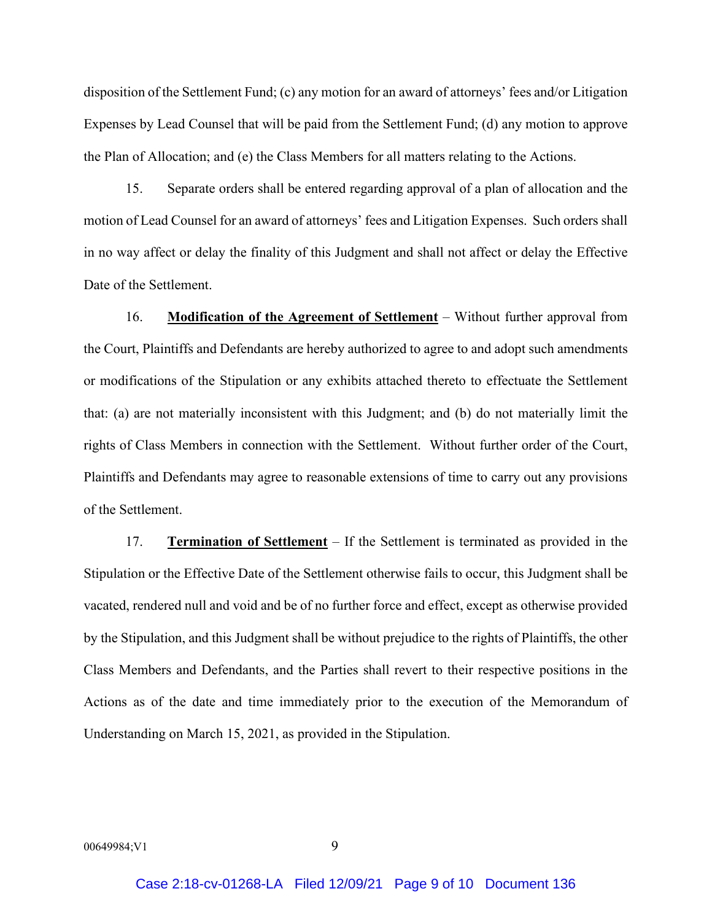disposition of the Settlement Fund; (c) any motion for an award of attorneys' fees and/or Litigation Expenses by Lead Counsel that will be paid from the Settlement Fund; (d) any motion to approve the Plan of Allocation; and (e) the Class Members for all matters relating to the Actions.

15. Separate orders shall be entered regarding approval of a plan of allocation and the motion of Lead Counsel for an award of attorneys' fees and Litigation Expenses. Such orders shall in no way affect or delay the finality of this Judgment and shall not affect or delay the Effective Date of the Settlement.

16. **Modification of the Agreement of Settlement** – Without further approval from the Court, Plaintiffs and Defendants are hereby authorized to agree to and adopt such amendments or modifications of the Stipulation or any exhibits attached thereto to effectuate the Settlement that: (a) are not materially inconsistent with this Judgment; and (b) do not materially limit the rights of Class Members in connection with the Settlement. Without further order of the Court, Plaintiffs and Defendants may agree to reasonable extensions of time to carry out any provisions of the Settlement.

17. **Termination of Settlement** – If the Settlement is terminated as provided in the Stipulation or the Effective Date of the Settlement otherwise fails to occur, this Judgment shall be vacated, rendered null and void and be of no further force and effect, except as otherwise provided by the Stipulation, and this Judgment shall be without prejudice to the rights of Plaintiffs, the other Class Members and Defendants, and the Parties shall revert to their respective positions in the Actions as of the date and time immediately prior to the execution of the Memorandum of Understanding on March 15, 2021, as provided in the Stipulation.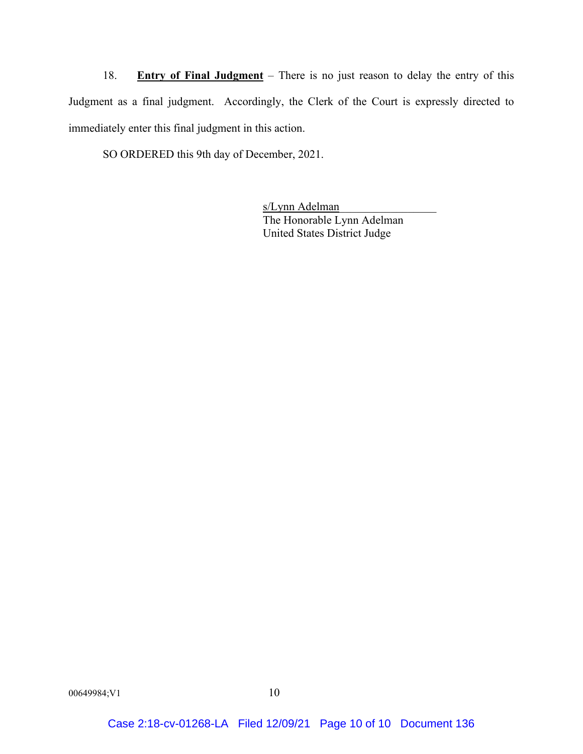18. **Entry of Final Judgment** – There is no just reason to delay the entry of this Judgment as a final judgment. Accordingly, the Clerk of the Court is expressly directed to immediately enter this final judgment in this action.

SO ORDERED this 9th day of December, 2021.

s/Lynn Adelman
The Honorable Lynn Adelman
United States District Judge

00649984;V1